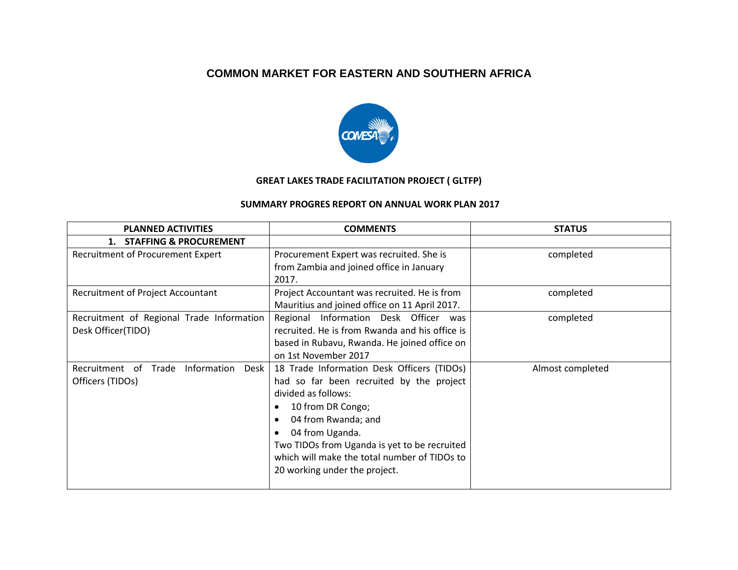# COMMON MARKET FOR EASTERN AND SOUTHERN AFRICA

**GREAT LAKES TRADE FACILITATION PROJECT ( GLTFP)**

**SUMMARY PROGRES REPORT ON ANNUAL WORK PLAN 2017**

| PLANNED ACTIVITIES | COMMENTS | STATUS |
|---|---|---|
| **1. STAFFING & PROCUREMENT** | | |
| Recruitment of Procurement Expert | Procurement Expert was recruited. She is from Zambia and joined office in January 2017. | completed |
| Recruitment of Project Accountant | Project Accountant was recruited. He is from Mauritius and joined office on 11 April 2017. | completed |
| Recruitment of Regional Trade Information Desk Officer(TIDO) | Regional Information Desk Officer was recruited. He is from Rwanda and his office is based in Rubavu, Rwanda. He joined office on on 1st November 2017 | completed |
| Recruitment of Trade Information Desk Officers (TIDOs) | 18 Trade Information Desk Officers (TIDOs) had so far been recruited by the project divided as follows:<br>• 10 from DR Congo;<br>• 04 from Rwanda; and<br>• 04 from Uganda.<br>Two TIDOs from Uganda is yet to be recruited which will make the total number of TIDOs to 20 working under the project. | Almost completed |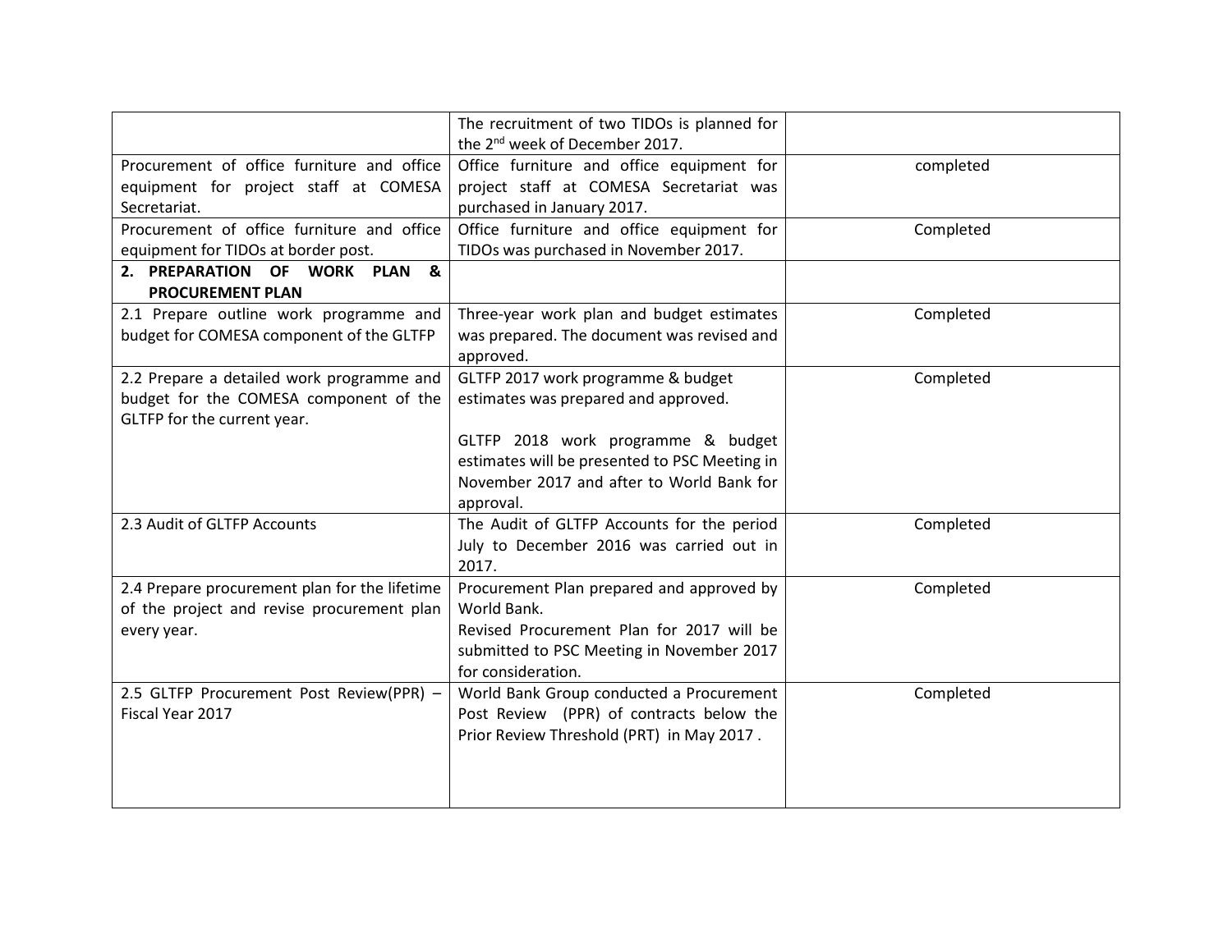| | | |
|---|---|---|
| | The recruitment of two TIDOs is planned for the 2nd week of December 2017. | |
| Procurement of office furniture and office equipment for project staff at COMESA Secretariat. | Office furniture and office equipment for project staff at COMESA Secretariat was purchased in January 2017. | completed |
| Procurement of office furniture and office equipment for TIDOs at border post. | Office furniture and office equipment for TIDOs was purchased in November 2017. | Completed |
| **2. PREPARATION OF WORK PLAN & PROCUREMENT PLAN** | | |
| 2.1 Prepare outline work programme and budget for COMESA component of the GLTFP | Three-year work plan and budget estimates was prepared. The document was revised and approved. | Completed |
| 2.2 Prepare a detailed work programme and budget for the COMESA component of the GLTFP for the current year. | GLTFP 2017 work programme & budget estimates was prepared and approved.<br><br>GLTFP 2018 work programme & budget estimates will be presented to PSC Meeting in November 2017 and after to World Bank for approval. | Completed |
| 2.3 Audit of GLTFP Accounts | The Audit of GLTFP Accounts for the period July to December 2016 was carried out in 2017. | Completed |
| 2.4 Prepare procurement plan for the lifetime of the project and revise procurement plan every year. | Procurement Plan prepared and approved by World Bank.<br>Revised Procurement Plan for 2017 will be submitted to PSC Meeting in November 2017 for consideration. | Completed |
| 2.5 GLTFP Procurement Post Review(PPR) – Fiscal Year 2017 | World Bank Group conducted a Procurement Post Review (PPR) of contracts below the Prior Review Threshold (PRT) in May 2017 . | Completed |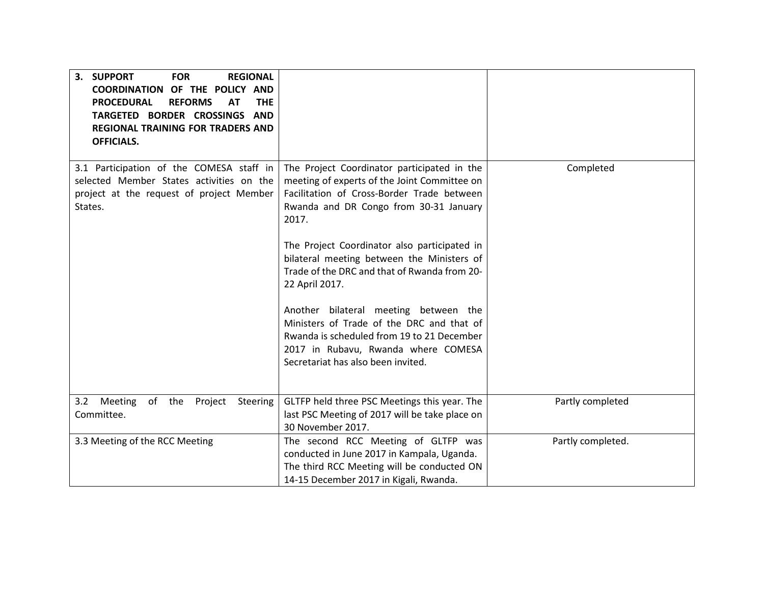| 3. SUPPORT FOR REGIONAL COORDINATION OF THE POLICY AND PROCEDURAL REFORMS AT THE TARGETED BORDER CROSSINGS AND REGIONAL TRAINING FOR TRADERS AND OFFICIALS. | | |
|---|---|---|
| 3.1 Participation of the COMESA staff in selected Member States activities on the project at the request of project Member States. | The Project Coordinator participated in the meeting of experts of the Joint Committee on Facilitation of Cross-Border Trade between Rwanda and DR Congo from 30-31 January 2017.<br><br>The Project Coordinator also participated in bilateral meeting between the Ministers of Trade of the DRC and that of Rwanda from 20-22 April 2017.<br><br>Another bilateral meeting between the Ministers of Trade of the DRC and that of Rwanda is scheduled from 19 to 21 December 2017 in Rubavu, Rwanda where COMESA Secretariat has also been invited. | Completed |
| 3.2 Meeting of the Project Steering Committee. | GLTFP held three PSC Meetings this year. The last PSC Meeting of 2017 will be take place on 30 November 2017. | Partly completed |
| 3.3 Meeting of the RCC Meeting | The second RCC Meeting of GLTFP was conducted in June 2017 in Kampala, Uganda. The third RCC Meeting will be conducted ON 14-15 December 2017 in Kigali, Rwanda. | Partly completed. |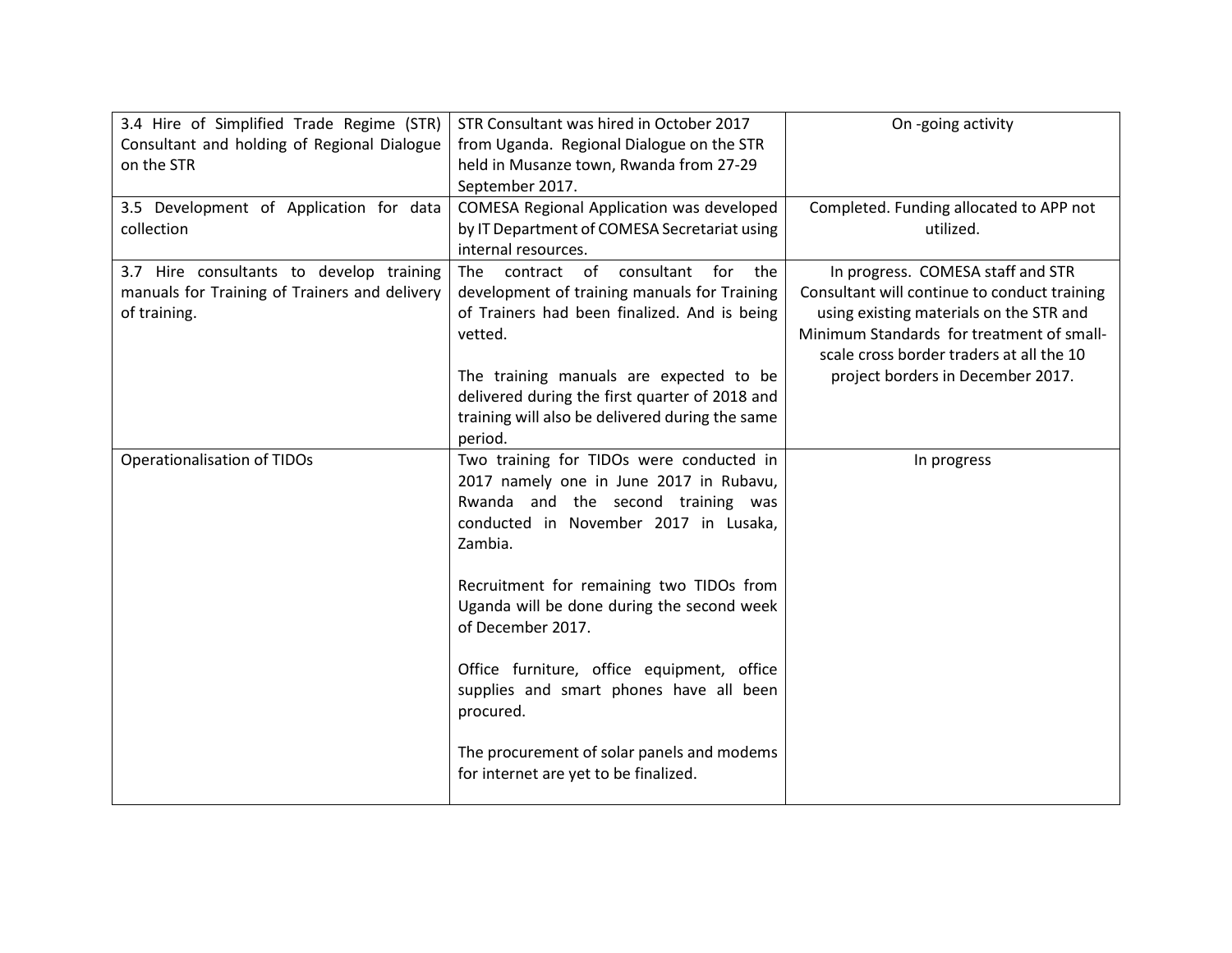| | | |
|---|---|---|
| 3.4 Hire of Simplified Trade Regime (STR) Consultant and holding of Regional Dialogue on the STR | STR Consultant was hired in October 2017 from Uganda. Regional Dialogue on the STR held in Musanze town, Rwanda from 27-29 September 2017. | On -going activity |
| 3.5 Development of Application for data collection | COMESA Regional Application was developed by IT Department of COMESA Secretariat using internal resources. | Completed. Funding allocated to APP not utilized. |
| 3.7 Hire consultants to develop training manuals for Training of Trainers and delivery of training. | The contract of consultant for the development of training manuals for Training of Trainers had been finalized. And is being vetted.<br><br>The training manuals are expected to be delivered during the first quarter of 2018 and training will also be delivered during the same period. | In progress. COMESA staff and STR Consultant will continue to conduct training using existing materials on the STR and Minimum Standards for treatment of small-scale cross border traders at all the 10 project borders in December 2017. |
| Operationalisation of TIDOs | Two training for TIDOs were conducted in 2017 namely one in June 2017 in Rubavu, Rwanda and the second training was conducted in November 2017 in Lusaka, Zambia.<br><br>Recruitment for remaining two TIDOs from Uganda will be done during the second week of December 2017.<br><br>Office furniture, office equipment, office supplies and smart phones have all been procured.<br><br>The procurement of solar panels and modems for internet are yet to be finalized. | In progress |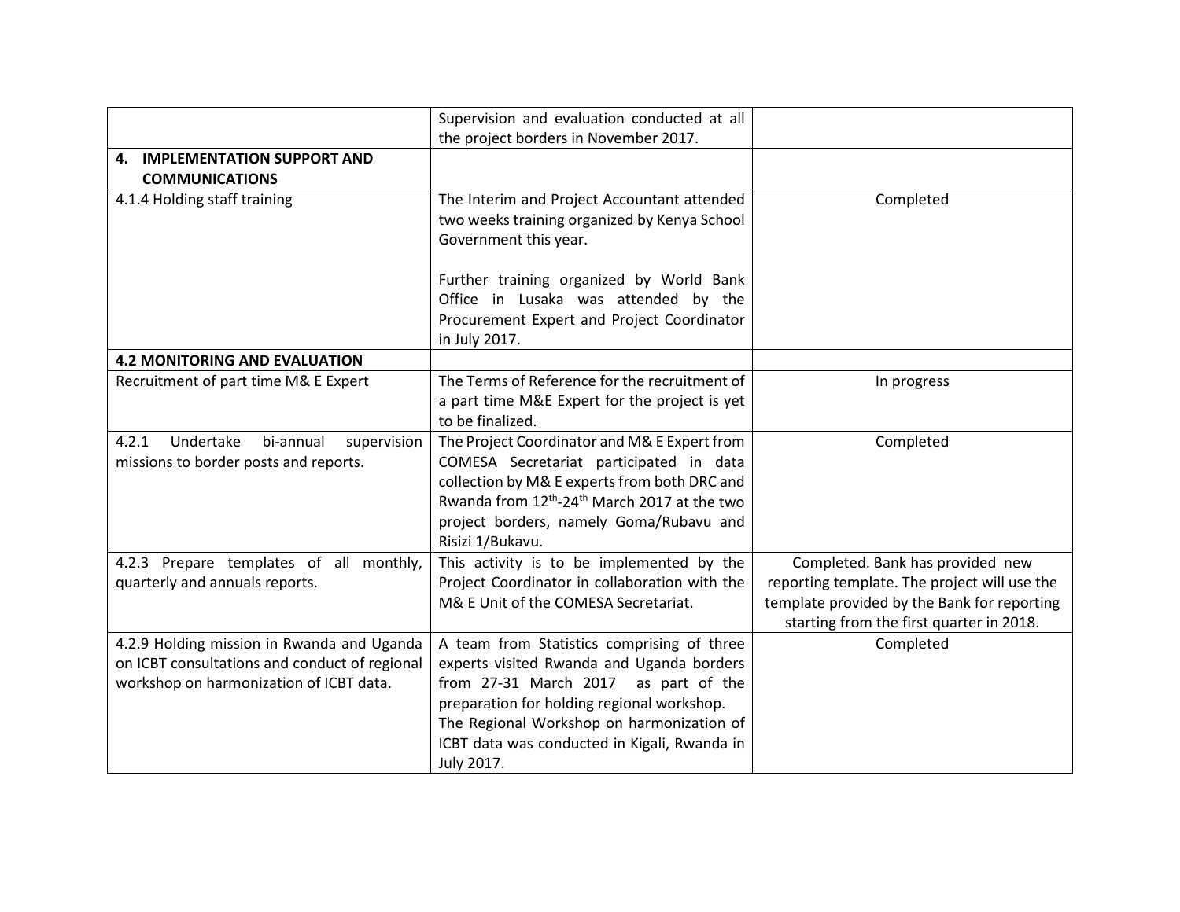| | | |
|---|---|---|
| | Supervision and evaluation conducted at all the project borders in November 2017. | |
| **4. IMPLEMENTATION SUPPORT AND COMMUNICATIONS** | | |
| 4.1.4 Holding staff training | The Interim and Project Accountant attended two weeks training organized by Kenya School Government this year.<br><br>Further training organized by World Bank Office in Lusaka was attended by the Procurement Expert and Project Coordinator in July 2017. | Completed |
| **4.2 MONITORING AND EVALUATION** | | |
| Recruitment of part time M& E Expert | The Terms of Reference for the recruitment of a part time M&E Expert for the project is yet to be finalized. | In progress |
| 4.2.1 Undertake bi-annual supervision missions to border posts and reports. | The Project Coordinator and M& E Expert from COMESA Secretariat participated in data collection by M& E experts from both DRC and Rwanda from 12th-24th March 2017 at the two project borders, namely Goma/Rubavu and Risizi 1/Bukavu. | Completed |
| 4.2.3 Prepare templates of all monthly, quarterly and annuals reports. | This activity is to be implemented by the Project Coordinator in collaboration with the M& E Unit of the COMESA Secretariat. | Completed. Bank has provided new reporting template. The project will use the template provided by the Bank for reporting starting from the first quarter in 2018. |
| 4.2.9 Holding mission in Rwanda and Uganda on ICBT consultations and conduct of regional workshop on harmonization of ICBT data. | A team from Statistics comprising of three experts visited Rwanda and Uganda borders from 27-31 March 2017 as part of the preparation for holding regional workshop.<br>The Regional Workshop on harmonization of ICBT data was conducted in Kigali, Rwanda in July 2017. | Completed |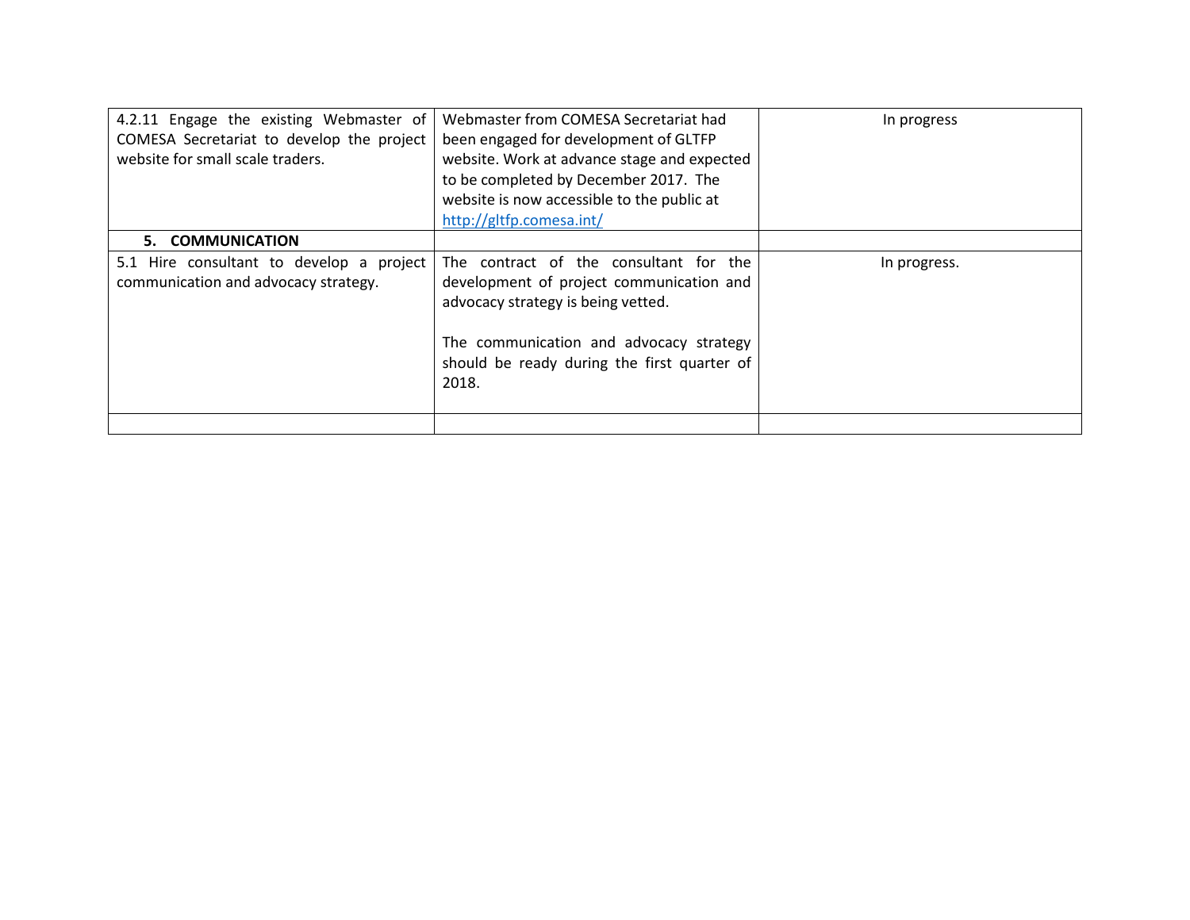| | | |
|---|---|---|
| 4.2.11 Engage the existing Webmaster of COMESA Secretariat to develop the project website for small scale traders. | Webmaster from COMESA Secretariat had been engaged for development of GLTFP website. Work at advance stage and expected to be completed by December 2017. The website is now accessible to the public at http://gltfp.comesa.int/ | In progress |
| **5. COMMUNICATION** | | |
| 5.1 Hire consultant to develop a project communication and advocacy strategy. | The contract of the consultant for the development of project communication and advocacy strategy is being vetted.<br><br>The communication and advocacy strategy should be ready during the first quarter of 2018. | In progress. |
| | | |